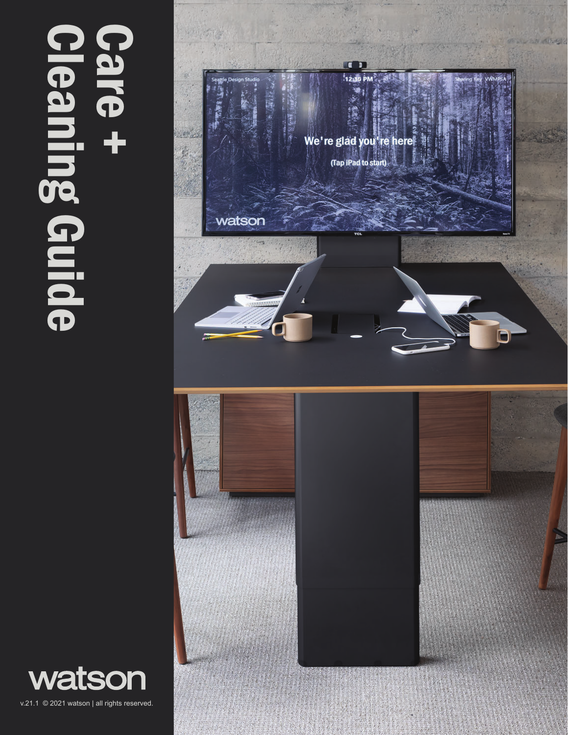# Care + Cleaning Guide

watson

v.21.1 © 2021 watson | all rights reserved.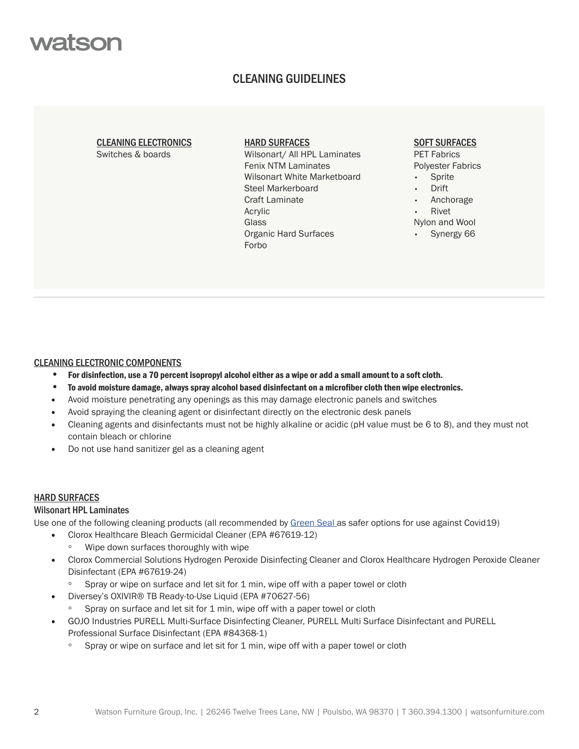# CLEANING GUIDELINES

**CLEANING ELECTRONICS**
Switches & boards

**HARD SURFACES**
Wilsonart/ All HPL Laminates
Fenix NTM Laminates
Wilsonart White Marketboard
Steel Markerboard
Craft Laminate
Acrylic
Glass
Organic Hard Surfaces
Forbo

**SOFT SURFACES**
PET Fabrics
Polyester Fabrics
- Sprite
- Drift
- Anchorage
- Rivet

Nylon and Wool
- Synergy 66

---

## CLEANING ELECTRONIC COMPONENTS

- **For disinfection, use a 70 percent isopropyl alcohol either as a wipe or add a small amount to a soft cloth.**
- **To avoid moisture damage, always spray alcohol based disinfectant on a microfiber cloth then wipe electronics.**
- Avoid moisture penetrating any openings as this may damage electronic panels and switches
- Avoid spraying the cleaning agent or disinfectant directly on the electronic desk panels
- Cleaning agents and disinfectants must not be highly alkaline or acidic (pH value must be 6 to 8), and they must not contain bleach or chlorine
- Do not use hand sanitizer gel as a cleaning agent

## HARD SURFACES

### Wilsonart HPL Laminates

Use one of the following cleaning products (all recommended by Green Seal as safer options for use against Covid19)

- Clorox Healthcare Bleach Germicidal Cleaner (EPA #67619-12)
  - Wipe down surfaces thoroughly with wipe
- Clorox Commercial Solutions Hydrogen Peroxide Disinfecting Cleaner and Clorox Healthcare Hydrogen Peroxide Cleaner Disinfectant (EPA #67619-24)
  - Spray or wipe on surface and let sit for 1 min, wipe off with a paper towel or cloth
- Diversey's OXIVIR® TB Ready-to-Use Liquid (EPA #70627-56)
  - Spray on surface and let sit for 1 min, wipe off with a paper towel or cloth
- GOJO Industries PURELL Multi-Surface Disinfecting Cleaner, PURELL Multi Surface Disinfectant and PURELL Professional Surface Disinfectant (EPA #84368-1)
  - Spray or wipe on surface and let sit for 1 min, wipe off with a paper towel or cloth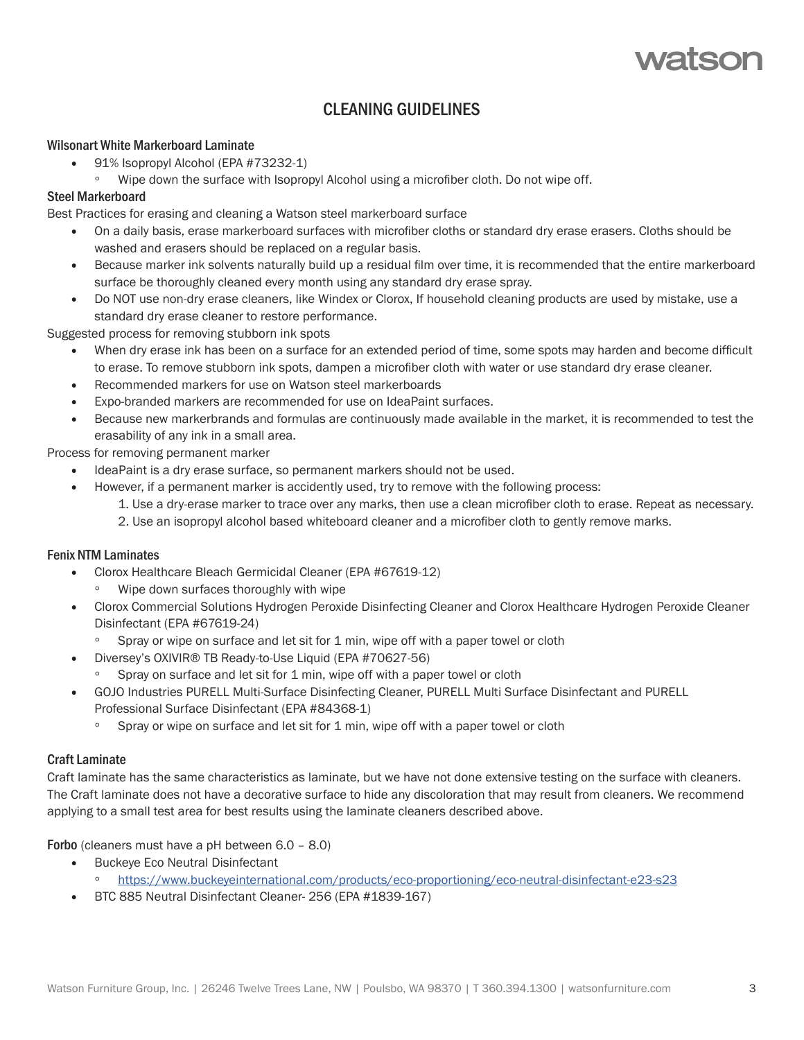# CLEANING GUIDELINES

### Wilsonart White Markerboard Laminate

- 91% Isopropyl Alcohol (EPA #73232-1)
  - Wipe down the surface with Isopropyl Alcohol using a microfiber cloth. Do not wipe off.

### Steel Markerboard

Best Practices for erasing and cleaning a Watson steel markerboard surface

- On a daily basis, erase markerboard surfaces with microfiber cloths or standard dry erase erasers. Cloths should be washed and erasers should be replaced on a regular basis.
- Because marker ink solvents naturally build up a residual film over time, it is recommended that the entire markerboard surface be thoroughly cleaned every month using any standard dry erase spray.
- Do NOT use non-dry erase cleaners, like Windex or Clorox, If household cleaning products are used by mistake, use a standard dry erase cleaner to restore performance.

Suggested process for removing stubborn ink spots

- When dry erase ink has been on a surface for an extended period of time, some spots may harden and become difficult to erase. To remove stubborn ink spots, dampen a microfiber cloth with water or use standard dry erase cleaner.
- Recommended markers for use on Watson steel markerboards
- Expo-branded markers are recommended for use on IdeaPaint surfaces.
- Because new markerbrands and formulas are continuously made available in the market, it is recommended to test the erasability of any ink in a small area.

Process for removing permanent marker

- IdeaPaint is a dry erase surface, so permanent markers should not be used.
- However, if a permanent marker is accidently used, try to remove with the following process:
  1. Use a dry-erase marker to trace over any marks, then use a clean microfiber cloth to erase. Repeat as necessary.
  2. Use an isopropyl alcohol based whiteboard cleaner and a microfiber cloth to gently remove marks.

### Fenix NTM Laminates

- Clorox Healthcare Bleach Germicidal Cleaner (EPA #67619-12)
  - Wipe down surfaces thoroughly with wipe
- Clorox Commercial Solutions Hydrogen Peroxide Disinfecting Cleaner and Clorox Healthcare Hydrogen Peroxide Cleaner Disinfectant (EPA #67619-24)
  - Spray or wipe on surface and let sit for 1 min, wipe off with a paper towel or cloth
- Diversey's OXIVIR® TB Ready-to-Use Liquid (EPA #70627-56)
  - Spray on surface and let sit for 1 min, wipe off with a paper towel or cloth
- GOJO Industries PURELL Multi-Surface Disinfecting Cleaner, PURELL Multi Surface Disinfectant and PURELL Professional Surface Disinfectant (EPA #84368-1)
  - Spray or wipe on surface and let sit for 1 min, wipe off with a paper towel or cloth

### Craft Laminate

Craft laminate has the same characteristics as laminate, but we have not done extensive testing on the surface with cleaners. The Craft laminate does not have a decorative surface to hide any discoloration that may result from cleaners. We recommend applying to a small test area for best results using the laminate cleaners described above.

**Forbo** (cleaners must have a pH between 6.0 – 8.0)

- Buckeye Eco Neutral Disinfectant
  - https://www.buckeyeinternational.com/products/eco-proportioning/eco-neutral-disinfectant-e23-s23
- BTC 885 Neutral Disinfectant Cleaner- 256 (EPA #1839-167)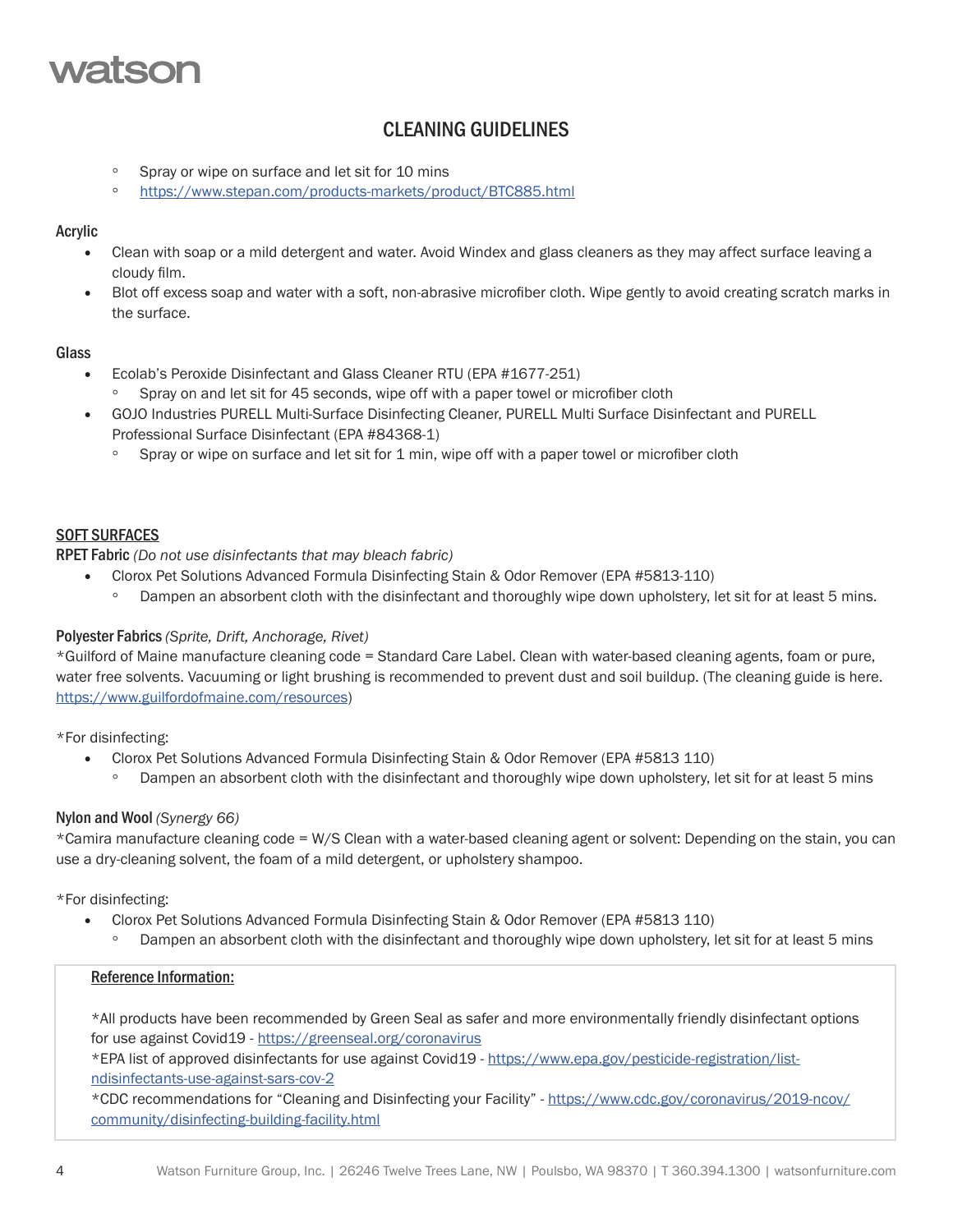# CLEANING GUIDELINES

   - Spray or wipe on surface and let sit for 10 mins
   - https://www.stepan.com/products-markets/product/BTC885.html

### Acrylic

- Clean with soap or a mild detergent and water. Avoid Windex and glass cleaners as they may affect surface leaving a cloudy film.
- Blot off excess soap and water with a soft, non-abrasive microfiber cloth. Wipe gently to avoid creating scratch marks in the surface.

### Glass

- Ecolab's Peroxide Disinfectant and Glass Cleaner RTU (EPA #1677-251)
   - Spray on and let sit for 45 seconds, wipe off with a paper towel or microfiber cloth
- GOJO Industries PURELL Multi-Surface Disinfecting Cleaner, PURELL Multi Surface Disinfectant and PURELL Professional Surface Disinfectant (EPA #84368-1)
   - Spray or wipe on surface and let sit for 1 min, wipe off with a paper towel or microfiber cloth

## SOFT SURFACES

### RPET Fabric *(Do not use disinfectants that may bleach fabric)*

- Clorox Pet Solutions Advanced Formula Disinfecting Stain & Odor Remover (EPA #5813-110)
   - Dampen an absorbent cloth with the disinfectant and thoroughly wipe down upholstery, let sit for at least 5 mins.

### Polyester Fabrics *(Sprite, Drift, Anchorage, Rivet)*

*Guilford of Maine manufacture cleaning code = Standard Care Label. Clean with water-based cleaning agents, foam or pure, water free solvents. Vacuuming or light brushing is recommended to prevent dust and soil buildup. (The cleaning guide is here. https://www.guilfordofmaine.com/resources)

*For disinfecting:

- Clorox Pet Solutions Advanced Formula Disinfecting Stain & Odor Remover (EPA #5813 110)
   - Dampen an absorbent cloth with the disinfectant and thoroughly wipe down upholstery, let sit for at least 5 mins

### Nylon and Wool *(Synergy 66)*

*Camira manufacture cleaning code = W/S Clean with a water-based cleaning agent or solvent: Depending on the stain, you can use a dry-cleaning solvent, the foam of a mild detergent, or upholstery shampoo.

*For disinfecting:

- Clorox Pet Solutions Advanced Formula Disinfecting Stain & Odor Remover (EPA #5813 110)
   - Dampen an absorbent cloth with the disinfectant and thoroughly wipe down upholstery, let sit for at least 5 mins

**Reference Information:**

*All products have been recommended by Green Seal as safer and more environmentally friendly disinfectant options for use against Covid19 - https://greenseal.org/coronavirus
*EPA list of approved disinfectants for use against Covid19 - https://www.epa.gov/pesticide-registration/list-ndisinfectants-use-against-sars-cov-2
*CDC recommendations for "Cleaning and Disinfecting your Facility" - https://www.cdc.gov/coronavirus/2019-ncov/community/disinfecting-building-facility.html